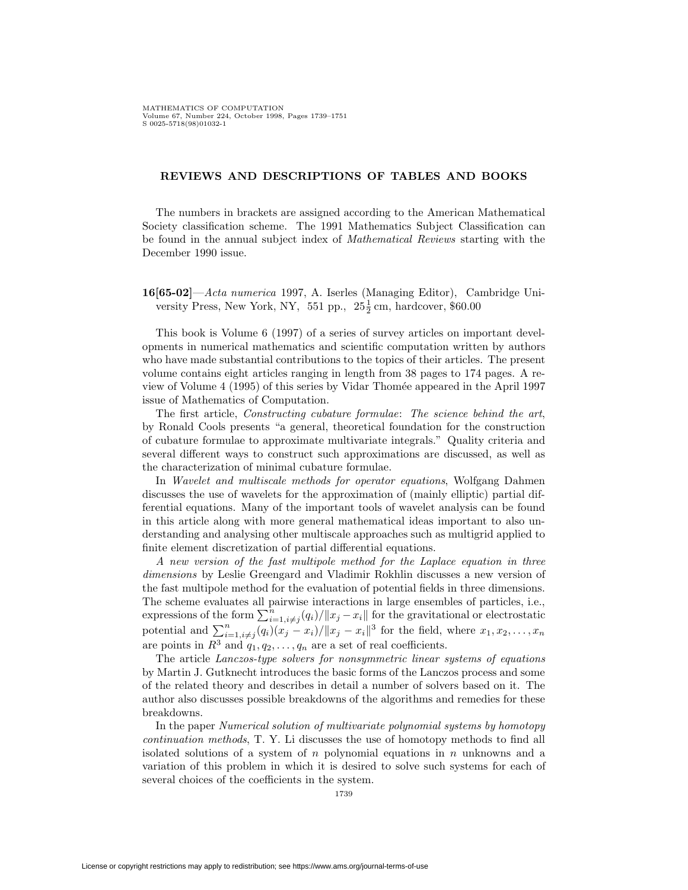## REVIEWS AND DESCRIPTIONS OF TABLES AND BOOKS

The numbers in brackets are assigned according to the American Mathematical Society classification scheme. The 1991 Mathematics Subject Classification can be found in the annual subject index of *Mathematical Reviews* starting with the December 1990 issue.

**16[65-02]**—*Acta numerica* 1997, A. Iserles (Managing Editor), Cambridge University Press, New York, NY, 551 pp., $25\frac{1}{2}$ cm, hardcover, $60.00

This book is Volume 6 (1997) of a series of survey articles on important developments in numerical mathematics and scientific computation written by authors who have made substantial contributions to the topics of their articles. The present volume contains eight articles ranging in length from 38 pages to 174 pages. A review of Volume 4 (1995) of this series by Vidar Thomée appeared in the April 1997 issue of Mathematics of Computation.

The first article, *Constructing cubature formulae*: *The science behind the art*, by Ronald Cools presents "a general, theoretical foundation for the construction of cubature formulae to approximate multivariate integrals." Quality criteria and several different ways to construct such approximations are discussed, as well as the characterization of minimal cubature formulae.

In *Wavelet and multiscale methods for operator equations*, Wolfgang Dahmen discusses the use of wavelets for the approximation of (mainly elliptic) partial differential equations. Many of the important tools of wavelet analysis can be found in this article along with more general mathematical ideas important to also understanding and analysing other multiscale approaches such as multigrid applied to finite element discretization of partial differential equations.

*A new version of the fast multipole method for the Laplace equation in three dimensions* by Leslie Greengard and Vladimir Rokhlin discusses a new version of the fast multipole method for the evaluation of potential fields in three dimensions. The scheme evaluates all pairwise interactions in large ensembles of particles, i.e., expressions of the form $\sum_{i=1,i\neq j}^{n}(q_i)/\|x_j - x_i\|$ for the gravitational or electrostatic potential and $\sum_{i=1,i\neq j}^{n}(q_i)(x_j - x_i)/\|x_j - x_i\|^3$ for the field, where $x_1, x_2, \ldots, x_n$ are points in $R^3$ and $q_1, q_2, \ldots, q_n$ are a set of real coefficients.

The article *Lanczos-type solvers for nonsymmetric linear systems of equations* by Martin J. Gutknecht introduces the basic forms of the Lanczos process and some of the related theory and describes in detail a number of solvers based on it. The author also discusses possible breakdowns of the algorithms and remedies for these breakdowns.

In the paper *Numerical solution of multivariate polynomial systems by homotopy continuation methods*, T. Y. Li discusses the use of homotopy methods to find all isolated solutions of a system of $n$ polynomial equations in $n$ unknowns and a variation of this problem in which it is desired to solve such systems for each of several choices of the coefficients in the system.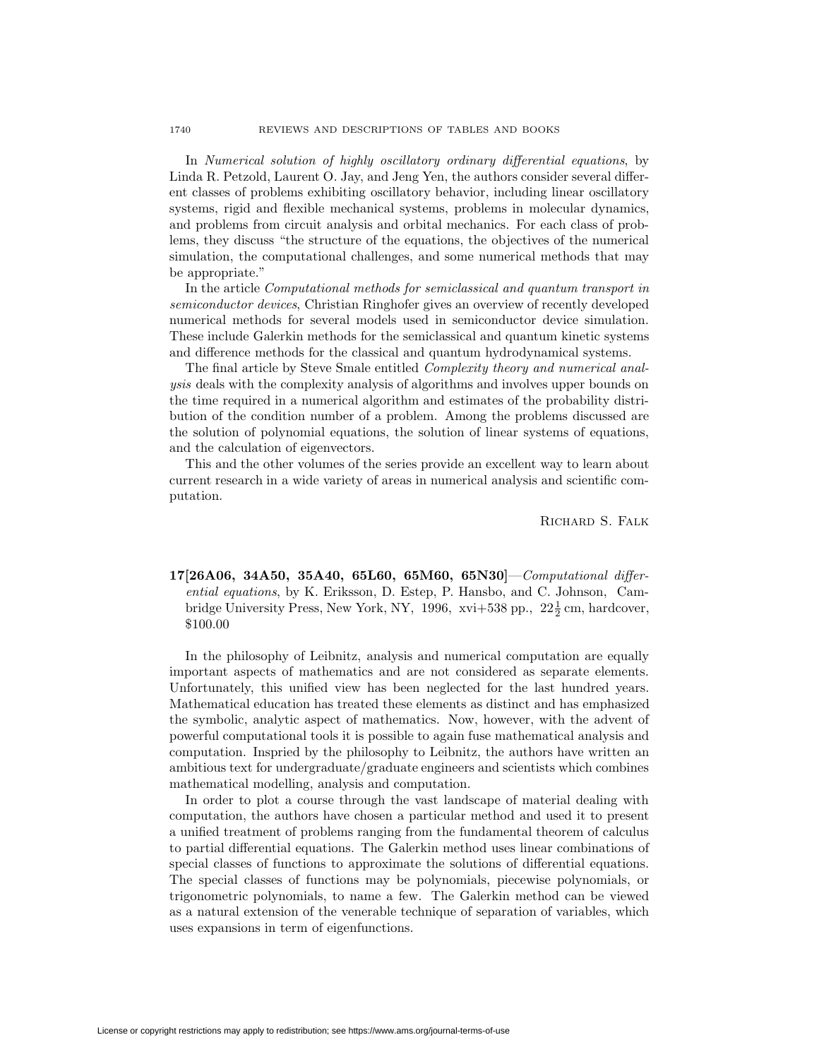In *Numerical solution of highly oscillatory ordinary differential equations*, by Linda R. Petzold, Laurent O. Jay, and Jeng Yen, the authors consider several different classes of problems exhibiting oscillatory behavior, including linear oscillatory systems, rigid and flexible mechanical systems, problems in molecular dynamics, and problems from circuit analysis and orbital mechanics. For each class of problems, they discuss "the structure of the equations, the objectives of the numerical simulation, the computational challenges, and some numerical methods that may be appropriate."

In the article *Computational methods for semiclassical and quantum transport in semiconductor devices*, Christian Ringhofer gives an overview of recently developed numerical methods for several models used in semiconductor device simulation. These include Galerkin methods for the semiclassical and quantum kinetic systems and difference methods for the classical and quantum hydrodynamical systems.

The final article by Steve Smale entitled *Complexity theory and numerical analysis* deals with the complexity analysis of algorithms and involves upper bounds on the time required in a numerical algorithm and estimates of the probability distribution of the condition number of a problem. Among the problems discussed are the solution of polynomial equations, the solution of linear systems of equations, and the calculation of eigenvectors.

This and the other volumes of the series provide an excellent way to learn about current research in a wide variety of areas in numerical analysis and scientific computation.

Richard S. Falk

**17[26A06, 34A50, 35A40, 65L60, 65M60, 65N30]**—*Computational differential equations*, by K. Eriksson, D. Estep, P. Hansbo, and C. Johnson, Cambridge University Press, New York, NY, 1996, xvi+538 pp., $22\frac{1}{2}$ cm, hardcover, \$100.00

In the philosophy of Leibnitz, analysis and numerical computation are equally important aspects of mathematics and are not considered as separate elements. Unfortunately, this unified view has been neglected for the last hundred years. Mathematical education has treated these elements as distinct and has emphasized the symbolic, analytic aspect of mathematics. Now, however, with the advent of powerful computational tools it is possible to again fuse mathematical analysis and computation. Inspried by the philosophy to Leibnitz, the authors have written an ambitious text for undergraduate/graduate engineers and scientists which combines mathematical modelling, analysis and computation.

In order to plot a course through the vast landscape of material dealing with computation, the authors have chosen a particular method and used it to present a unified treatment of problems ranging from the fundamental theorem of calculus to partial differential equations. The Galerkin method uses linear combinations of special classes of functions to approximate the solutions of differential equations. The special classes of functions may be polynomials, piecewise polynomials, or trigonometric polynomials, to name a few. The Galerkin method can be viewed as a natural extension of the venerable technique of separation of variables, which uses expansions in term of eigenfunctions.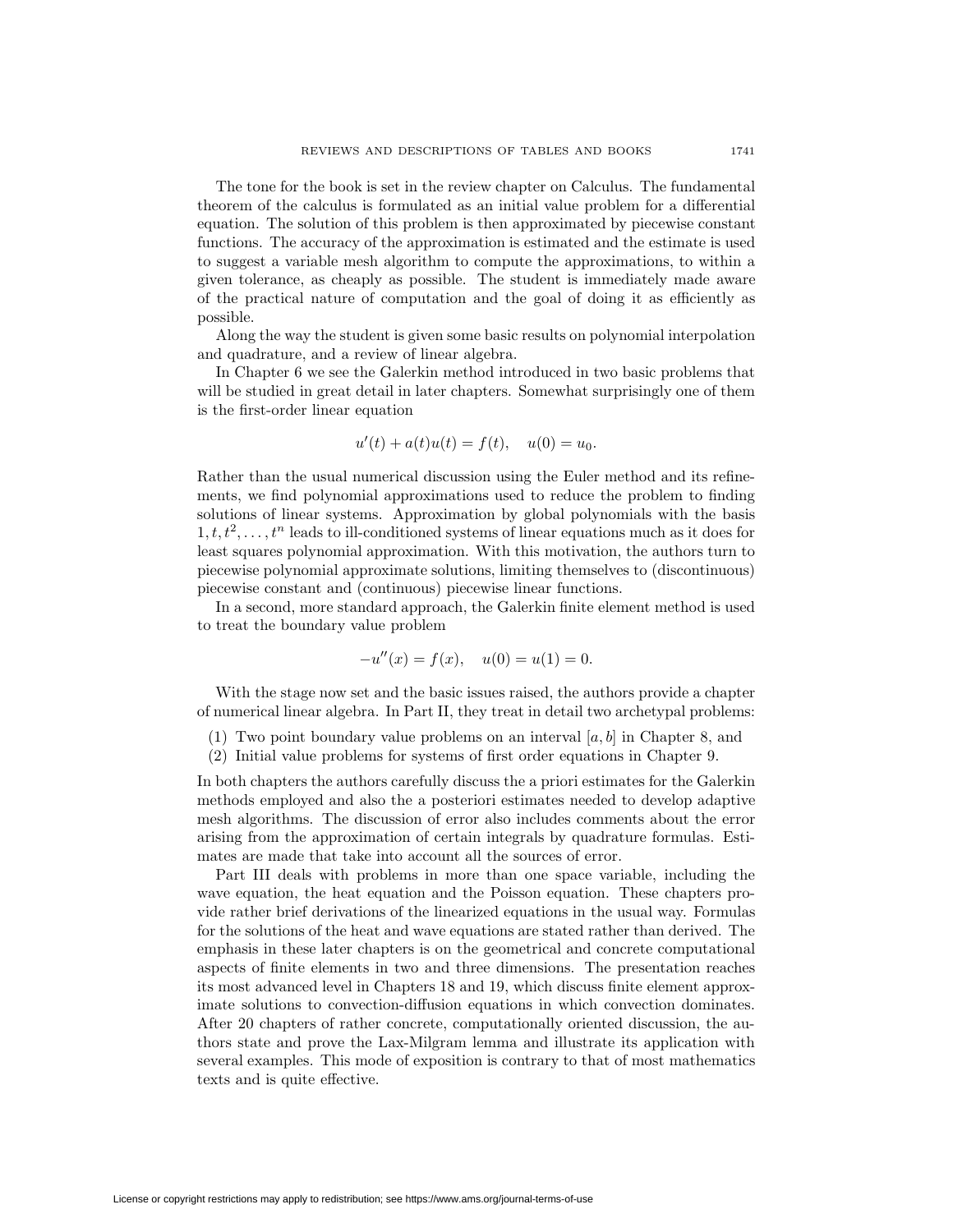The tone for the book is set in the review chapter on Calculus. The fundamental theorem of the calculus is formulated as an initial value problem for a differential equation. The solution of this problem is then approximated by piecewise constant functions. The accuracy of the approximation is estimated and the estimate is used to suggest a variable mesh algorithm to compute the approximations, to within a given tolerance, as cheaply as possible. The student is immediately made aware of the practical nature of computation and the goal of doing it as efficiently as possible.

Along the way the student is given some basic results on polynomial interpolation and quadrature, and a review of linear algebra.

In Chapter 6 we see the Galerkin method introduced in two basic problems that will be studied in great detail in later chapters. Somewhat surprisingly one of them is the first-order linear equation

$$u'(t) + a(t)u(t) = f(t), \quad u(0) = u_0.$$

Rather than the usual numerical discussion using the Euler method and its refinements, we find polynomial approximations used to reduce the problem to finding solutions of linear systems. Approximation by global polynomials with the basis $1, t, t^2, \ldots, t^n$ leads to ill-conditioned systems of linear equations much as it does for least squares polynomial approximation. With this motivation, the authors turn to piecewise polynomial approximate solutions, limiting themselves to (discontinuous) piecewise constant and (continuous) piecewise linear functions.

In a second, more standard approach, the Galerkin finite element method is used to treat the boundary value problem

$$-u''(x) = f(x), \quad u(0) = u(1) = 0.$$

With the stage now set and the basic issues raised, the authors provide a chapter of numerical linear algebra. In Part II, they treat in detail two archetypal problems:

(1) Two point boundary value problems on an interval $[a, b]$ in Chapter 8, and
(2) Initial value problems for systems of first order equations in Chapter 9.

In both chapters the authors carefully discuss the a priori estimates for the Galerkin methods employed and also the a posteriori estimates needed to develop adaptive mesh algorithms. The discussion of error also includes comments about the error arising from the approximation of certain integrals by quadrature formulas. Estimates are made that take into account all the sources of error.

Part III deals with problems in more than one space variable, including the wave equation, the heat equation and the Poisson equation. These chapters provide rather brief derivations of the linearized equations in the usual way. Formulas for the solutions of the heat and wave equations are stated rather than derived. The emphasis in these later chapters is on the geometrical and concrete computational aspects of finite elements in two and three dimensions. The presentation reaches its most advanced level in Chapters 18 and 19, which discuss finite element approximate solutions to convection-diffusion equations in which convection dominates. After 20 chapters of rather concrete, computationally oriented discussion, the authors state and prove the Lax-Milgram lemma and illustrate its application with several examples. This mode of exposition is contrary to that of most mathematics texts and is quite effective.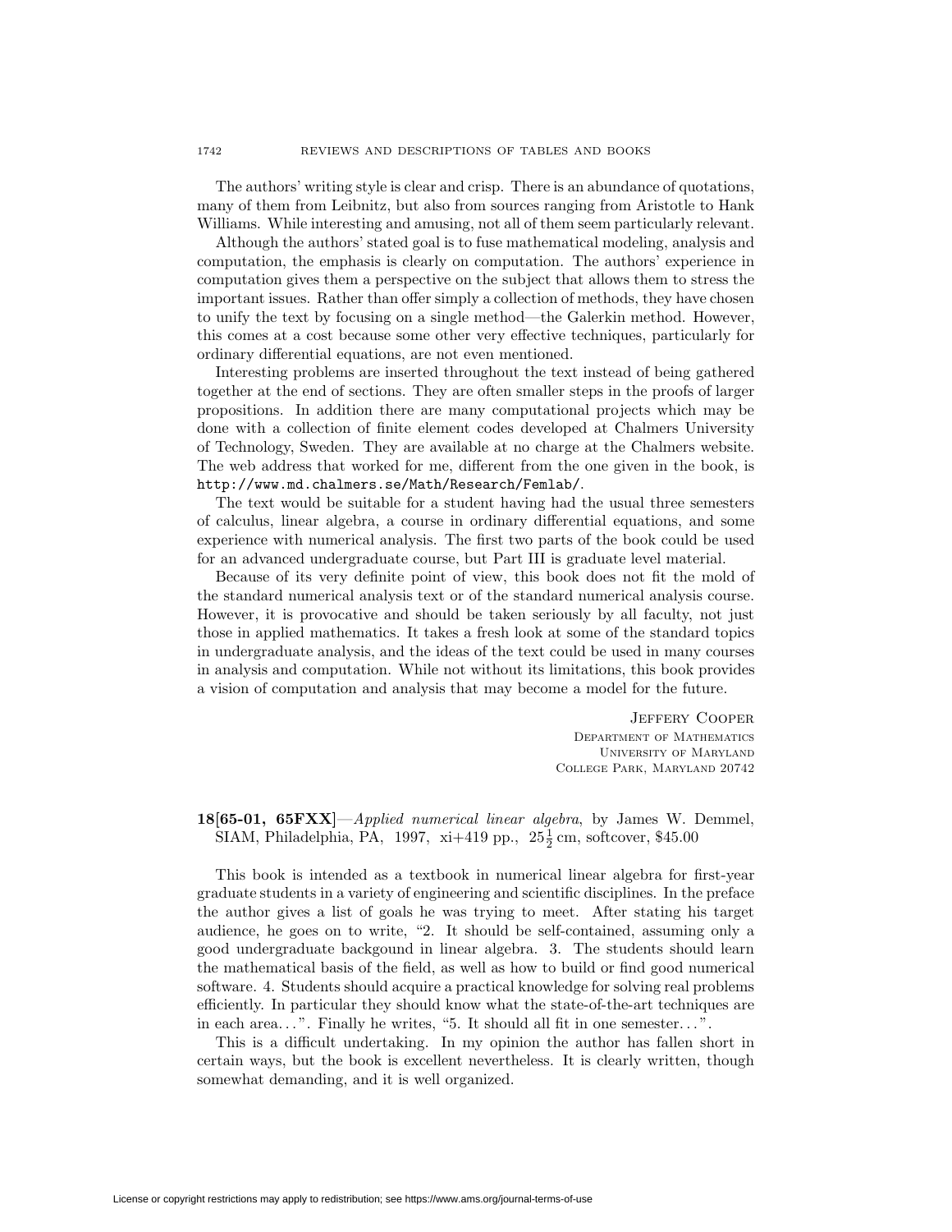The authors' writing style is clear and crisp. There is an abundance of quotations, many of them from Leibnitz, but also from sources ranging from Aristotle to Hank Williams. While interesting and amusing, not all of them seem particularly relevant.

Although the authors' stated goal is to fuse mathematical modeling, analysis and computation, the emphasis is clearly on computation. The authors' experience in computation gives them a perspective on the subject that allows them to stress the important issues. Rather than offer simply a collection of methods, they have chosen to unify the text by focusing on a single method—the Galerkin method. However, this comes at a cost because some other very effective techniques, particularly for ordinary differential equations, are not even mentioned.

Interesting problems are inserted throughout the text instead of being gathered together at the end of sections. They are often smaller steps in the proofs of larger propositions. In addition there are many computational projects which may be done with a collection of finite element codes developed at Chalmers University of Technology, Sweden. They are available at no charge at the Chalmers website. The web address that worked for me, different from the one given in the book, is `http://www.md.chalmers.se/Math/Research/Femlab/`.

The text would be suitable for a student having had the usual three semesters of calculus, linear algebra, a course in ordinary differential equations, and some experience with numerical analysis. The first two parts of the book could be used for an advanced undergraduate course, but Part III is graduate level material.

Because of its very definite point of view, this book does not fit the mold of the standard numerical analysis text or of the standard numerical analysis course. However, it is provocative and should be taken seriously by all faculty, not just those in applied mathematics. It takes a fresh look at some of the standard topics in undergraduate analysis, and the ideas of the text could be used in many courses in analysis and computation. While not without its limitations, this book provides a vision of computation and analysis that may become a model for the future.

Jeffery Cooper
Department of Mathematics
University of Maryland
College Park, Maryland 20742

**18[65-01, 65FXX]**—*Applied numerical linear algebra*, by James W. Demmel, SIAM, Philadelphia, PA, 1997, xi+419 pp., $25\frac{1}{2}$ cm, softcover, $45.00

This book is intended as a textbook in numerical linear algebra for first-year graduate students in a variety of engineering and scientific disciplines. In the preface the author gives a list of goals he was trying to meet. After stating his target audience, he goes on to write, "2. It should be self-contained, assuming only a good undergraduate backgound in linear algebra. 3. The students should learn the mathematical basis of the field, as well as how to build or find good numerical software. 4. Students should acquire a practical knowledge for solving real problems efficiently. In particular they should know what the state-of-the-art techniques are in each area…". Finally he writes, "5. It should all fit in one semester…".

This is a difficult undertaking. In my opinion the author has fallen short in certain ways, but the book is excellent nevertheless. It is clearly written, though somewhat demanding, and it is well organized.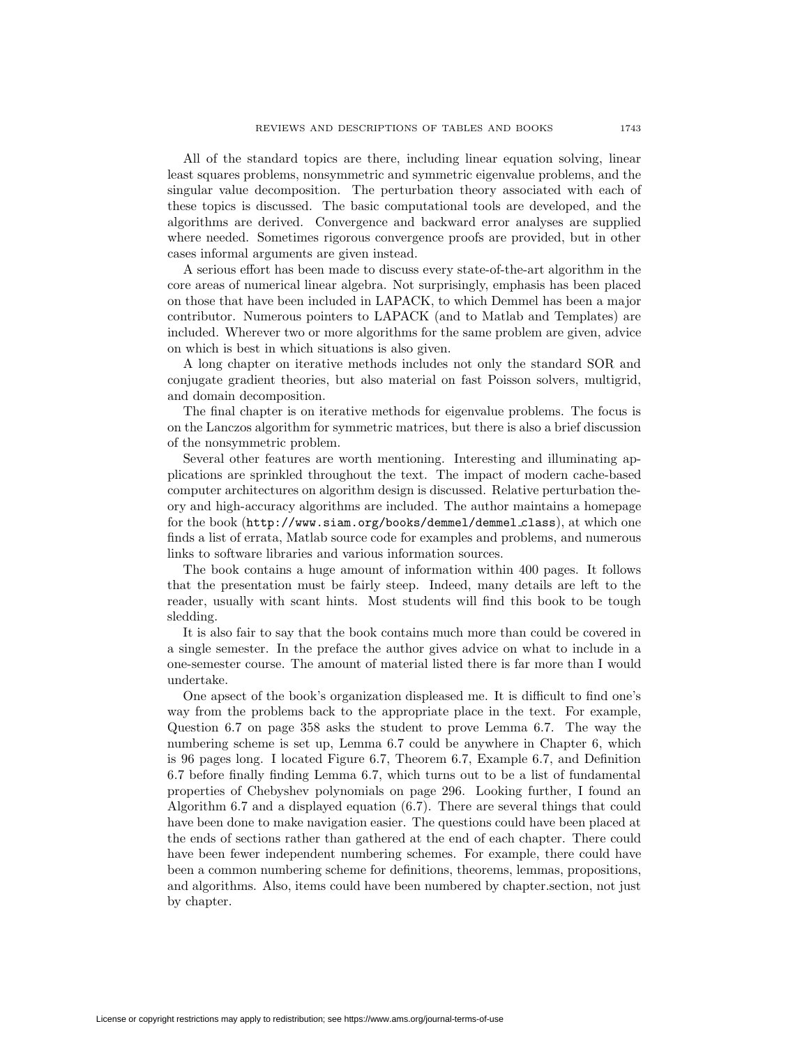All of the standard topics are there, including linear equation solving, linear least squares problems, nonsymmetric and symmetric eigenvalue problems, and the singular value decomposition. The perturbation theory associated with each of these topics is discussed. The basic computational tools are developed, and the algorithms are derived. Convergence and backward error analyses are supplied where needed. Sometimes rigorous convergence proofs are provided, but in other cases informal arguments are given instead.

A serious effort has been made to discuss every state-of-the-art algorithm in the core areas of numerical linear algebra. Not surprisingly, emphasis has been placed on those that have been included in LAPACK, to which Demmel has been a major contributor. Numerous pointers to LAPACK (and to Matlab and Templates) are included. Wherever two or more algorithms for the same problem are given, advice on which is best in which situations is also given.

A long chapter on iterative methods includes not only the standard SOR and conjugate gradient theories, but also material on fast Poisson solvers, multigrid, and domain decomposition.

The final chapter is on iterative methods for eigenvalue problems. The focus is on the Lanczos algorithm for symmetric matrices, but there is also a brief discussion of the nonsymmetric problem.

Several other features are worth mentioning. Interesting and illuminating applications are sprinkled throughout the text. The impact of modern cache-based computer architectures on algorithm design is discussed. Relative perturbation theory and high-accuracy algorithms are included. The author maintains a homepage for the book (`http://www.siam.org/books/demmel/demmel_class`), at which one finds a list of errata, Matlab source code for examples and problems, and numerous links to software libraries and various information sources.

The book contains a huge amount of information within 400 pages. It follows that the presentation must be fairly steep. Indeed, many details are left to the reader, usually with scant hints. Most students will find this book to be tough sledding.

It is also fair to say that the book contains much more than could be covered in a single semester. In the preface the author gives advice on what to include in a one-semester course. The amount of material listed there is far more than I would undertake.

One apsect of the book's organization displeased me. It is difficult to find one's way from the problems back to the appropriate place in the text. For example, Question 6.7 on page 358 asks the student to prove Lemma 6.7. The way the numbering scheme is set up, Lemma 6.7 could be anywhere in Chapter 6, which is 96 pages long. I located Figure 6.7, Theorem 6.7, Example 6.7, and Definition 6.7 before finally finding Lemma 6.7, which turns out to be a list of fundamental properties of Chebyshev polynomials on page 296. Looking further, I found an Algorithm 6.7 and a displayed equation (6.7). There are several things that could have been done to make navigation easier. The questions could have been placed at the ends of sections rather than gathered at the end of each chapter. There could have been fewer independent numbering schemes. For example, there could have been a common numbering scheme for definitions, theorems, lemmas, propositions, and algorithms. Also, items could have been numbered by chapter.section, not just by chapter.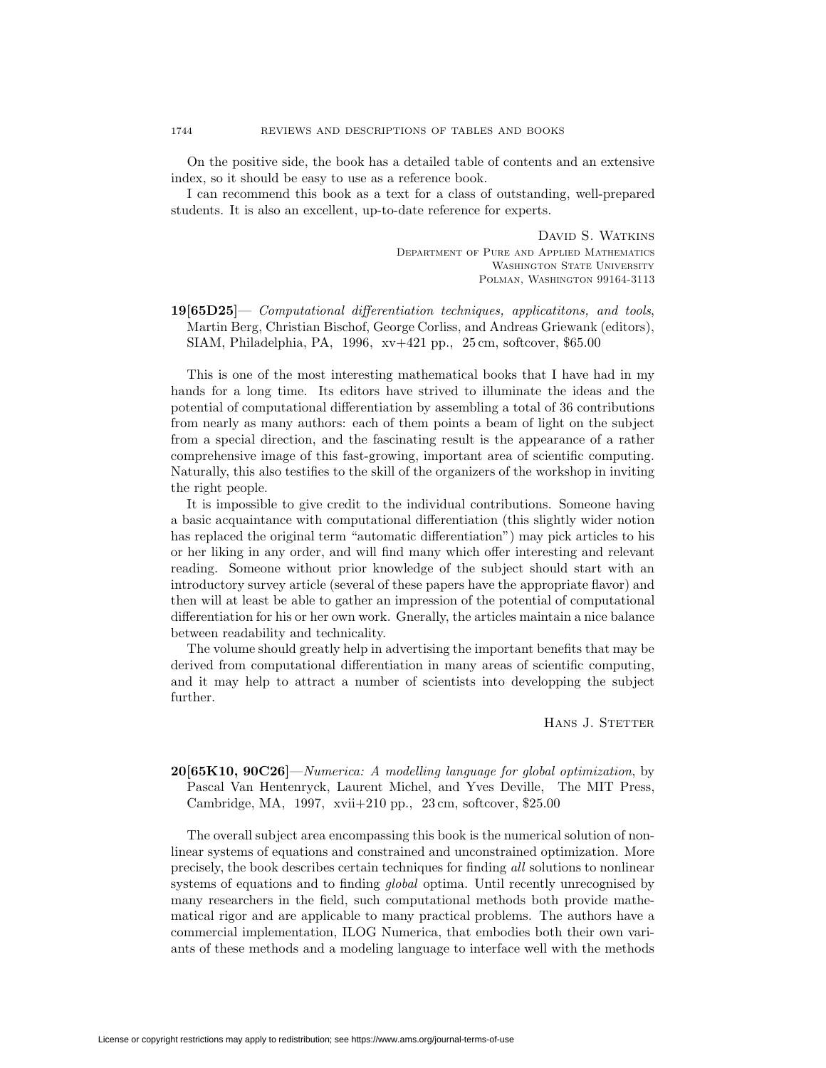On the positive side, the book has a detailed table of contents and an extensive index, so it should be easy to use as a reference book.

I can recommend this book as a text for a class of outstanding, well-prepared students. It is also an excellent, up-to-date reference for experts.

David S. Watkins
Department of Pure and Applied Mathematics
Washington State University
Polman, Washington 99164-3113

**19[65D25]**— *Computational differentiation techniques, applicatitons, and tools*, Martin Berg, Christian Bischof, George Corliss, and Andreas Griewank (editors), SIAM, Philadelphia, PA, 1996, xv+421 pp., 25 cm, softcover, $65.00

This is one of the most interesting mathematical books that I have had in my hands for a long time. Its editors have strived to illuminate the ideas and the potential of computational differentiation by assembling a total of 36 contributions from nearly as many authors: each of them points a beam of light on the subject from a special direction, and the fascinating result is the appearance of a rather comprehensive image of this fast-growing, important area of scientific computing. Naturally, this also testifies to the skill of the organizers of the workshop in inviting the right people.

It is impossible to give credit to the individual contributions. Someone having a basic acquaintance with computational differentiation (this slightly wider notion has replaced the original term "automatic differentiation") may pick articles to his or her liking in any order, and will find many which offer interesting and relevant reading. Someone without prior knowledge of the subject should start with an introductory survey article (several of these papers have the appropriate flavor) and then will at least be able to gather an impression of the potential of computational differentiation for his or her own work. Gnerally, the articles maintain a nice balance between readability and technicality.

The volume should greatly help in advertising the important benefits that may be derived from computational differentiation in many areas of scientific computing, and it may help to attract a number of scientists into developping the subject further.

Hans J. Stetter

**20[65K10, 90C26]**—*Numerica: A modelling language for global optimization*, by Pascal Van Hentenryck, Laurent Michel, and Yves Deville, The MIT Press, Cambridge, MA, 1997, xvii+210 pp., 23 cm, softcover, $25.00

The overall subject area encompassing this book is the numerical solution of nonlinear systems of equations and constrained and unconstrained optimization. More precisely, the book describes certain techniques for finding *all* solutions to nonlinear systems of equations and to finding *global* optima. Until recently unrecognised by many researchers in the field, such computational methods both provide mathematical rigor and are applicable to many practical problems. The authors have a commercial implementation, ILOG Numerica, that embodies both their own variants of these methods and a modeling language to interface well with the methods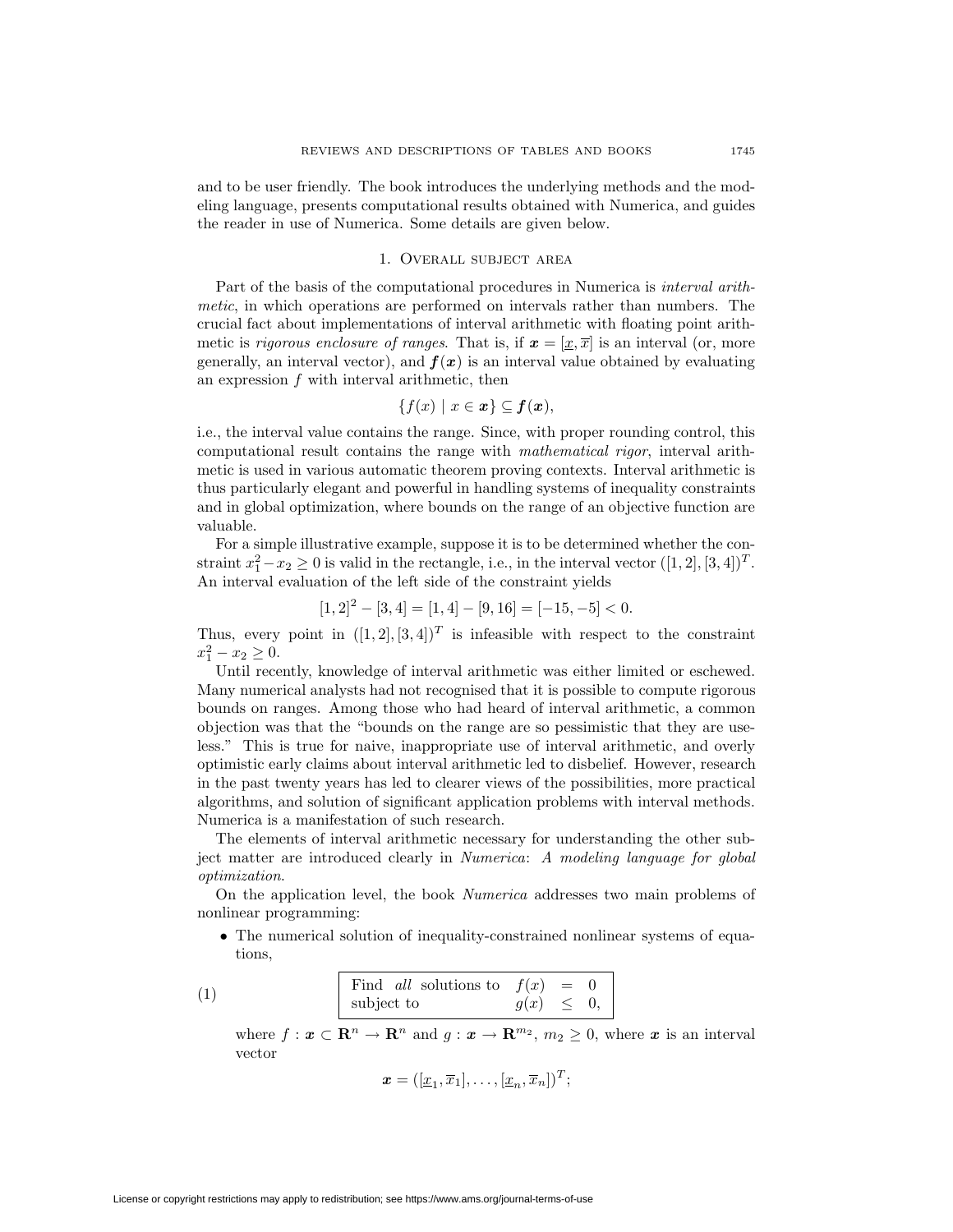and to be user friendly. The book introduces the underlying methods and the modeling language, presents computational results obtained with Numerica, and guides the reader in use of Numerica. Some details are given below.

## 1. Overall subject area

Part of the basis of the computational procedures in Numerica is *interval arithmetic*, in which operations are performed on intervals rather than numbers. The crucial fact about implementations of interval arithmetic with floating point arithmetic is *rigorous enclosure of ranges*. That is, if $\boldsymbol{x} = [\underline{x}, \overline{x}]$ is an interval (or, more generally, an interval vector), and $\boldsymbol{f}(\boldsymbol{x})$ is an interval value obtained by evaluating an expression $f$ with interval arithmetic, then

$$\{f(x) \mid x \in \boldsymbol{x}\} \subseteq \boldsymbol{f}(\boldsymbol{x}),$$

i.e., the interval value contains the range. Since, with proper rounding control, this computational result contains the range with *mathematical rigor*, interval arithmetic is used in various automatic theorem proving contexts. Interval arithmetic is thus particularly elegant and powerful in handling systems of inequality constraints and in global optimization, where bounds on the range of an objective function are valuable.

For a simple illustrative example, suppose it is to be determined whether the constraint $x_1^2 - x_2 \geq 0$ is valid in the rectangle, i.e., in the interval vector $([1,2],[3,4])^T$. An interval evaluation of the left side of the constraint yields

$$[1,2]^2 - [3,4] = [1,4] - [9,16] = [-15,-5] < 0.$$

Thus, every point in $([1,2],[3,4])^T$ is infeasible with respect to the constraint $x_1^2 - x_2 \geq 0$.

Until recently, knowledge of interval arithmetic was either limited or eschewed. Many numerical analysts had not recognised that it is possible to compute rigorous bounds on ranges. Among those who had heard of interval arithmetic, a common objection was that the "bounds on the range are so pessimistic that they are useless." This is true for naive, inappropriate use of interval arithmetic, and overly optimistic early claims about interval arithmetic led to disbelief. However, research in the past twenty years has led to clearer views of the possibilities, more practical algorithms, and solution of significant application problems with interval methods. Numerica is a manifestation of such research.

The elements of interval arithmetic necessary for understanding the other subject matter are introduced clearly in *Numerica*: *A modeling language for global optimization*.

On the application level, the book *Numerica* addresses two main problems of nonlinear programming:

- The numerical solution of inequality-constrained nonlinear systems of equations,

$$\text{(1)} \qquad \boxed{\begin{array}{lrcl} \text{Find } \textit{all} \text{ solutions to} & f(x) & = & 0 \\ \text{subject to} & g(x) & \leq & 0, \end{array}}$$

  where $f : \boldsymbol{x} \subset \mathbf{R}^n \to \mathbf{R}^n$ and $g : \boldsymbol{x} \to \mathbf{R}^{m_2}$, $m_2 \geq 0$, where $\boldsymbol{x}$ is an interval vector

$$\boldsymbol{x} = ([\underline{x}_1, \overline{x}_1], \ldots, [\underline{x}_n, \overline{x}_n])^T;$$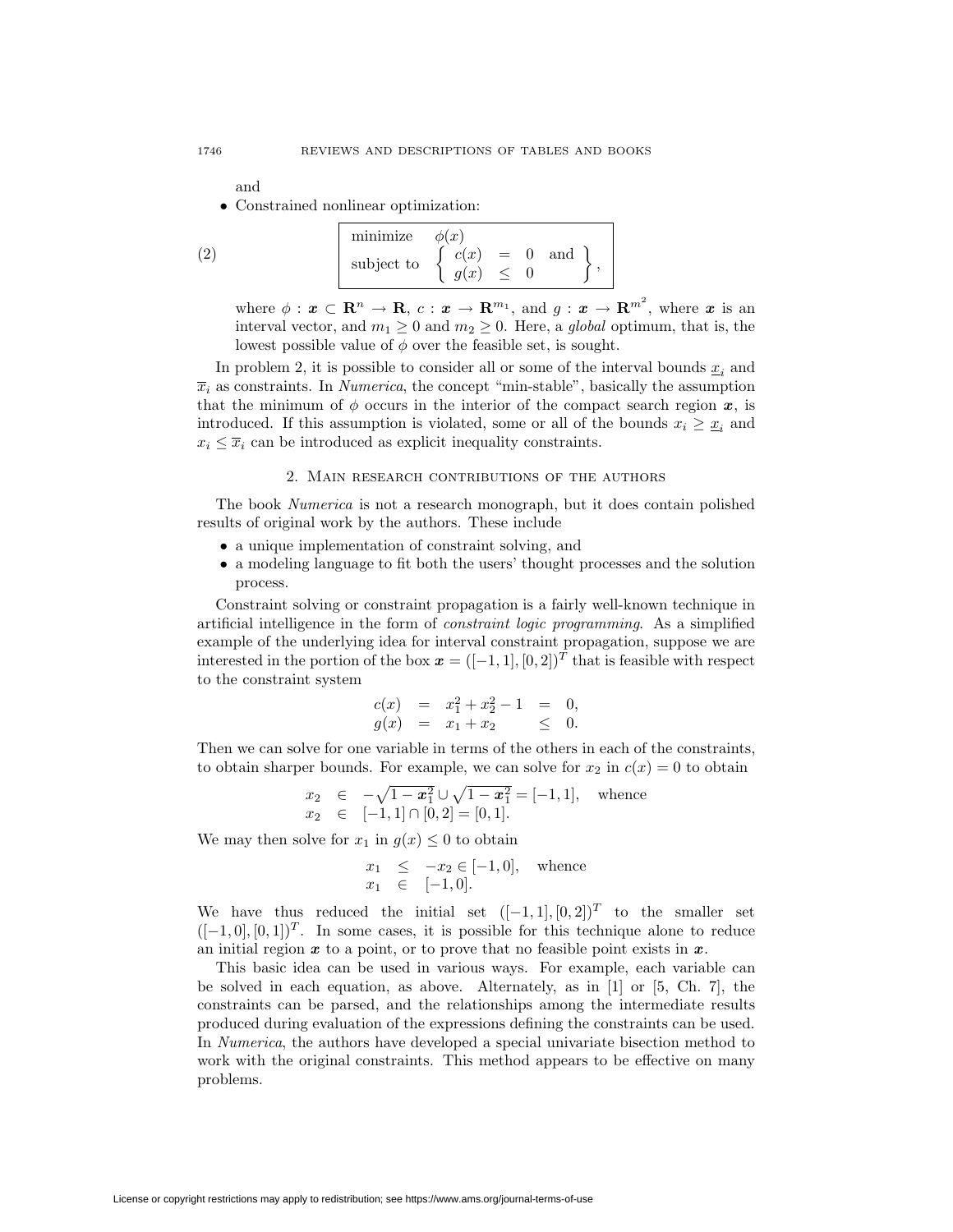and

- Constrained nonlinear optimization:

$$
\begin{array}{|ll|}
\hline
\text{minimize} & \phi(x) \\
\text{subject to} & \left\{ \begin{array}{lcll} c(x) & = & 0 & \text{and} \\ g(x) & \leq & 0 & \end{array} \right\}, \\
\hline
\end{array}
\tag{2}
$$

  where $\phi : \boldsymbol{x} \subset \mathbf{R}^n \to \mathbf{R}$, $c : \boldsymbol{x} \to \mathbf{R}^{m_1}$, and $g : \boldsymbol{x} \to \mathbf{R}^{m^2}$, where $\boldsymbol{x}$ is an interval vector, and $m_1 \geq 0$ and $m_2 \geq 0$. Here, a *global* optimum, that is, the lowest possible value of $\phi$ over the feasible set, is sought.

In problem 2, it is possible to consider all or some of the interval bounds $\underline{x}_i$ and $\overline{x}_i$ as constraints. In *Numerica*, the concept "min-stable", basically the assumption that the minimum of $\phi$ occurs in the interior of the compact search region $\boldsymbol{x}$, is introduced. If this assumption is violated, some or all of the bounds $x_i \geq \underline{x}_i$ and $x_i \leq \overline{x}_i$ can be introduced as explicit inequality constraints.

## 2. Main research contributions of the authors

The book *Numerica* is not a research monograph, but it does contain polished results of original work by the authors. These include

- a unique implementation of constraint solving, and
- a modeling language to fit both the users' thought processes and the solution process.

Constraint solving or constraint propagation is a fairly well-known technique in artificial intelligence in the form of *constraint logic programming*. As a simplified example of the underlying idea for interval constraint propagation, suppose we are interested in the portion of the box $\boldsymbol{x} = ([-1,1],[0,2])^T$ that is feasible with respect to the constraint system

$$
\begin{array}{rcll}
c(x) & = & x_1^2 + x_2^2 - 1 & = \quad 0, \\
g(x) & = & x_1 + x_2 & \leq \quad 0.
\end{array}
$$

Then we can solve for one variable in terms of the others in each of the constraints, to obtain sharper bounds. For example, we can solve for $x_2$ in $c(x) = 0$ to obtain

$$
\begin{array}{lcl}
x_2 & \in & -\sqrt{1 - \boldsymbol{x}_1^2} \cup \sqrt{1 - \boldsymbol{x}_1^2} = [-1,1], \quad \text{whence} \\
x_2 & \in & [-1,1] \cap [0,2] = [0,1].
\end{array}
$$

We may then solve for $x_1$ in $g(x) \leq 0$ to obtain

$$
\begin{array}{lcl}
x_1 & \leq & -x_2 \in [-1,0], \quad \text{whence} \\
x_1 & \in & [-1,0].
\end{array}
$$

We have thus reduced the initial set $([-1,1],[0,2])^T$ to the smaller set $([-1,0],[0,1])^T$. In some cases, it is possible for this technique alone to reduce an initial region $\boldsymbol{x}$ to a point, or to prove that no feasible point exists in $\boldsymbol{x}$.

This basic idea can be used in various ways. For example, each variable can be solved in each equation, as above. Alternately, as in [1] or [5, Ch. 7], the constraints can be parsed, and the relationships among the intermediate results produced during evaluation of the expressions defining the constraints can be used. In *Numerica*, the authors have developed a special univariate bisection method to work with the original constraints. This method appears to be effective on many problems.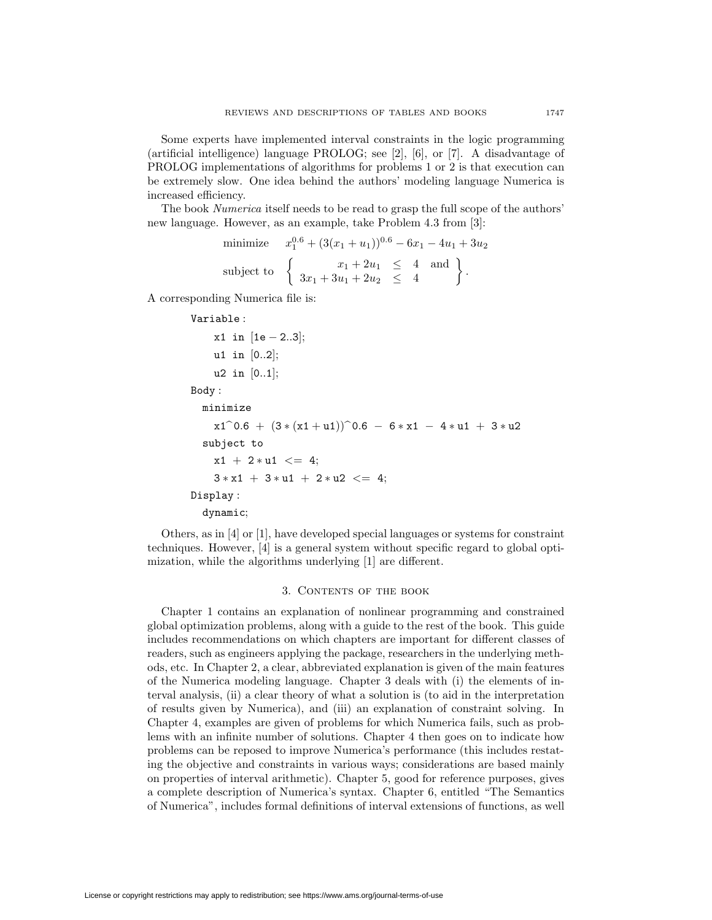Some experts have implemented interval constraints in the logic programming (artificial intelligence) language PROLOG; see [2], [6], or [7]. A disadvantage of PROLOG implementations of algorithms for problems 1 or 2 is that execution can be extremely slow. One idea behind the authors' modeling language Numerica is increased efficiency.

The book *Numerica* itself needs to be read to grasp the full scope of the authors' new language. However, as an example, take Problem 4.3 from [3]:

$$\begin{array}{ll} \text{minimize} & x_1^{0.6} + (3(x_1+u_1))^{0.6} - 6x_1 - 4u_1 + 3u_2 \\ \text{subject to} & \left\{ \begin{array}{rcll} x_1 + 2u_1 & \leq & 4 & \text{and} \\ 3x_1 + 3u_1 + 2u_2 & \leq & 4 & \end{array} \right\}. \end{array}$$

A corresponding Numerica file is:

```
Variable :
    x1 in [1e - 2..3];
    u1 in [0..2];
    u2 in [0..1];
Body :
  minimize
    x1^0.6 + (3 * (x1 + u1))^0.6 - 6 * x1 - 4 * u1 + 3 * u2
  subject to
    x1 + 2 * u1 <= 4;
    3 * x1 + 3 * u1 + 2 * u2 <= 4;
Display :
  dynamic;
```

Others, as in [4] or [1], have developed special languages or systems for constraint techniques. However, [4] is a general system without specific regard to global optimization, while the algorithms underlying [1] are different.

## 3. Contents of the book

Chapter 1 contains an explanation of nonlinear programming and constrained global optimization problems, along with a guide to the rest of the book. This guide includes recommendations on which chapters are important for different classes of readers, such as engineers applying the package, researchers in the underlying methods, etc. In Chapter 2, a clear, abbreviated explanation is given of the main features of the Numerica modeling language. Chapter 3 deals with (i) the elements of interval analysis, (ii) a clear theory of what a solution is (to aid in the interpretation of results given by Numerica), and (iii) an explanation of constraint solving. In Chapter 4, examples are given of problems for which Numerica fails, such as problems with an infinite number of solutions. Chapter 4 then goes on to indicate how problems can be reposed to improve Numerica's performance (this includes restating the objective and constraints in various ways; considerations are based mainly on properties of interval arithmetic). Chapter 5, good for reference purposes, gives a complete description of Numerica's syntax. Chapter 6, entitled "The Semantics of Numerica", includes formal definitions of interval extensions of functions, as well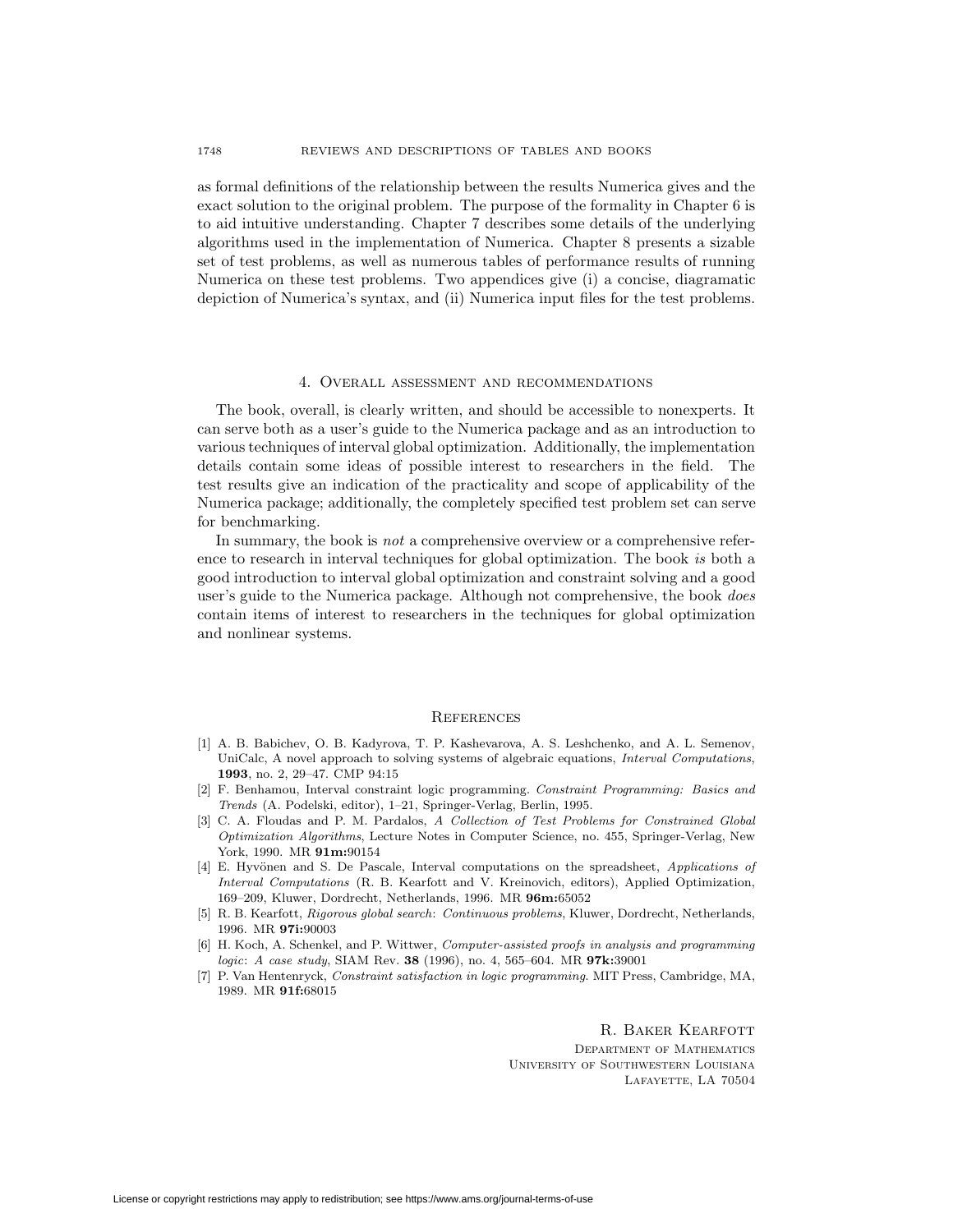as formal definitions of the relationship between the results Numerica gives and the exact solution to the original problem. The purpose of the formality in Chapter 6 is to aid intuitive understanding. Chapter 7 describes some details of the underlying algorithms used in the implementation of Numerica. Chapter 8 presents a sizable set of test problems, as well as numerous tables of performance results of running Numerica on these test problems. Two appendices give (i) a concise, diagramatic depiction of Numerica's syntax, and (ii) Numerica input files for the test problems.

## 4. Overall assessment and recommendations

The book, overall, is clearly written, and should be accessible to nonexperts. It can serve both as a user's guide to the Numerica package and as an introduction to various techniques of interval global optimization. Additionally, the implementation details contain some ideas of possible interest to researchers in the field. The test results give an indication of the practicality and scope of applicability of the Numerica package; additionally, the completely specified test problem set can serve for benchmarking.

In summary, the book is *not* a comprehensive overview or a comprehensive reference to research in interval techniques for global optimization. The book *is* both a good introduction to interval global optimization and constraint solving and a good user's guide to the Numerica package. Although not comprehensive, the book *does* contain items of interest to researchers in the techniques for global optimization and nonlinear systems.

## References

[1] A. B. Babichev, O. B. Kadyrova, T. P. Kashevarova, A. S. Leshchenko, and A. L. Semenov, UniCalc, A novel approach to solving systems of algebraic equations, *Interval Computations*, **1993**, no. 2, 29–47. CMP 94:15

[2] F. Benhamou, Interval constraint logic programming. *Constraint Programming: Basics and Trends* (A. Podelski, editor), 1–21, Springer-Verlag, Berlin, 1995.

[3] C. A. Floudas and P. M. Pardalos, *A Collection of Test Problems for Constrained Global Optimization Algorithms*, Lecture Notes in Computer Science, no. 455, Springer-Verlag, New York, 1990. MR **91m:**90154

[4] E. Hyvönen and S. De Pascale, Interval computations on the spreadsheet, *Applications of Interval Computations* (R. B. Kearfott and V. Kreinovich, editors), Applied Optimization, 169–209, Kluwer, Dordrecht, Netherlands, 1996. MR **96m:**65052

[5] R. B. Kearfott, *Rigorous global search*: *Continuous problems*, Kluwer, Dordrecht, Netherlands, 1996. MR **97i:**90003

[6] H. Koch, A. Schenkel, and P. Wittwer, *Computer-assisted proofs in analysis and programming logic*: *A case study*, SIAM Rev. **38** (1996), no. 4, 565–604. MR **97k:**39001

[7] P. Van Hentenryck, *Constraint satisfaction in logic programming*. MIT Press, Cambridge, MA, 1989. MR **91f:**68015

R. Baker Kearfott
Department of Mathematics
University of Southwestern Louisiana
Lafayette, LA 70504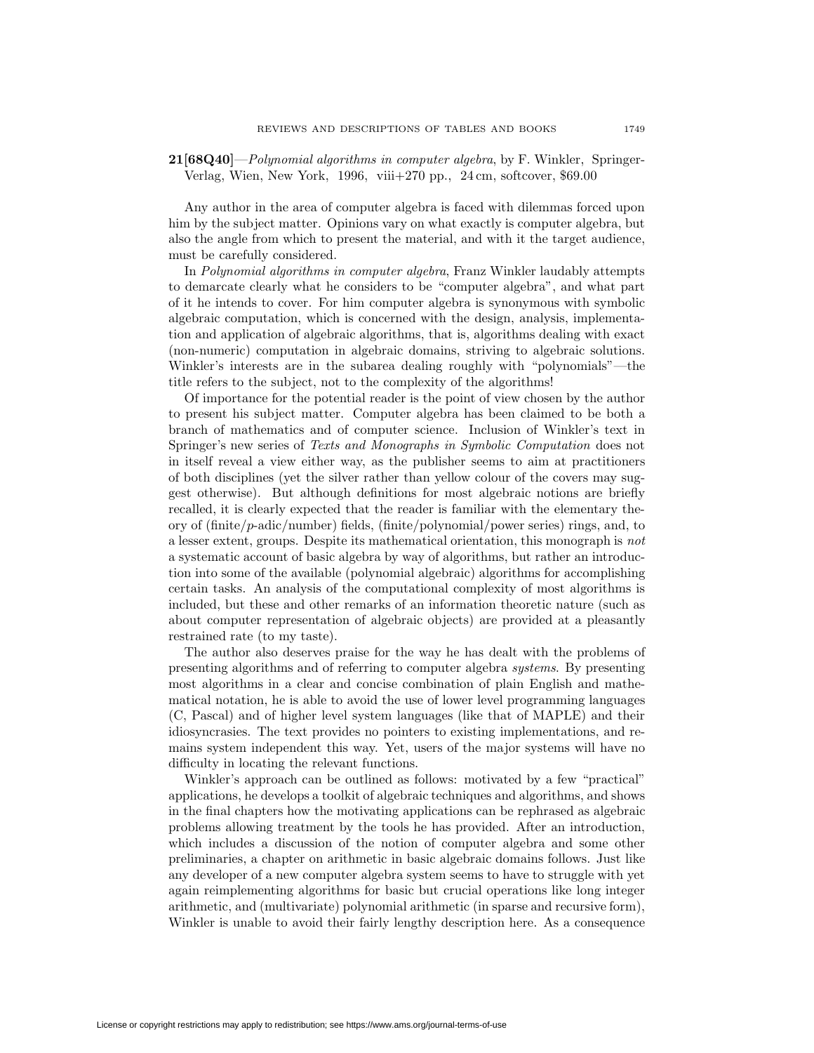**21[68Q40]**—*Polynomial algorithms in computer algebra*, by F. Winkler, Springer-Verlag, Wien, New York, 1996, viii+270 pp., 24 cm, softcover, $69.00

Any author in the area of computer algebra is faced with dilemmas forced upon him by the subject matter. Opinions vary on what exactly is computer algebra, but also the angle from which to present the material, and with it the target audience, must be carefully considered.

In *Polynomial algorithms in computer algebra*, Franz Winkler laudably attempts to demarcate clearly what he considers to be "computer algebra", and what part of it he intends to cover. For him computer algebra is synonymous with symbolic algebraic computation, which is concerned with the design, analysis, implementation and application of algebraic algorithms, that is, algorithms dealing with exact (non-numeric) computation in algebraic domains, striving to algebraic solutions. Winkler's interests are in the subarea dealing roughly with "polynomials"—the title refers to the subject, not to the complexity of the algorithms!

Of importance for the potential reader is the point of view chosen by the author to present his subject matter. Computer algebra has been claimed to be both a branch of mathematics and of computer science. Inclusion of Winkler's text in Springer's new series of *Texts and Monographs in Symbolic Computation* does not in itself reveal a view either way, as the publisher seems to aim at practitioners of both disciplines (yet the silver rather than yellow colour of the covers may suggest otherwise). But although definitions for most algebraic notions are briefly recalled, it is clearly expected that the reader is familiar with the elementary theory of (finite/$p$-adic/number) fields, (finite/polynomial/power series) rings, and, to a lesser extent, groups. Despite its mathematical orientation, this monograph is *not* a systematic account of basic algebra by way of algorithms, but rather an introduction into some of the available (polynomial algebraic) algorithms for accomplishing certain tasks. An analysis of the computational complexity of most algorithms is included, but these and other remarks of an information theoretic nature (such as about computer representation of algebraic objects) are provided at a pleasantly restrained rate (to my taste).

The author also deserves praise for the way he has dealt with the problems of presenting algorithms and of referring to computer algebra *systems*. By presenting most algorithms in a clear and concise combination of plain English and mathematical notation, he is able to avoid the use of lower level programming languages (C, Pascal) and of higher level system languages (like that of MAPLE) and their idiosyncrasies. The text provides no pointers to existing implementations, and remains system independent this way. Yet, users of the major systems will have no difficulty in locating the relevant functions.

Winkler's approach can be outlined as follows: motivated by a few "practical" applications, he develops a toolkit of algebraic techniques and algorithms, and shows in the final chapters how the motivating applications can be rephrased as algebraic problems allowing treatment by the tools he has provided. After an introduction, which includes a discussion of the notion of computer algebra and some other preliminaries, a chapter on arithmetic in basic algebraic domains follows. Just like any developer of a new computer algebra system seems to have to struggle with yet again reimplementing algorithms for basic but crucial operations like long integer arithmetic, and (multivariate) polynomial arithmetic (in sparse and recursive form), Winkler is unable to avoid their fairly lengthy description here. As a consequence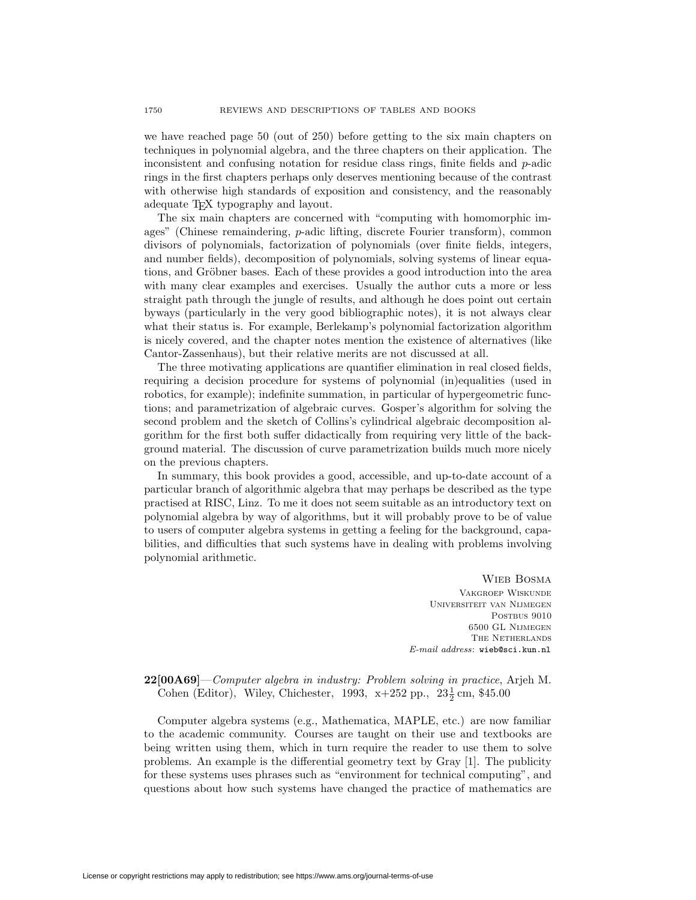we have reached page 50 (out of 250) before getting to the six main chapters on techniques in polynomial algebra, and the three chapters on their application. The inconsistent and confusing notation for residue class rings, finite fields and $p$-adic rings in the first chapters perhaps only deserves mentioning because of the contrast with otherwise high standards of exposition and consistency, and the reasonably adequate TEX typography and layout.

The six main chapters are concerned with "computing with homomorphic images" (Chinese remaindering, $p$-adic lifting, discrete Fourier transform), common divisors of polynomials, factorization of polynomials (over finite fields, integers, and number fields), decomposition of polynomials, solving systems of linear equations, and Gröbner bases. Each of these provides a good introduction into the area with many clear examples and exercises. Usually the author cuts a more or less straight path through the jungle of results, and although he does point out certain byways (particularly in the very good bibliographic notes), it is not always clear what their status is. For example, Berlekamp's polynomial factorization algorithm is nicely covered, and the chapter notes mention the existence of alternatives (like Cantor-Zassenhaus), but their relative merits are not discussed at all.

The three motivating applications are quantifier elimination in real closed fields, requiring a decision procedure for systems of polynomial (in)equalities (used in robotics, for example); indefinite summation, in particular of hypergeometric functions; and parametrization of algebraic curves. Gosper's algorithm for solving the second problem and the sketch of Collins's cylindrical algebraic decomposition algorithm for the first both suffer didactically from requiring very little of the background material. The discussion of curve parametrization builds much more nicely on the previous chapters.

In summary, this book provides a good, accessible, and up-to-date account of a particular branch of algorithmic algebra that may perhaps be described as the type practised at RISC, Linz. To me it does not seem suitable as an introductory text on polynomial algebra by way of algorithms, but it will probably prove to be of value to users of computer algebra systems in getting a feeling for the background, capabilities, and difficulties that such systems have in dealing with problems involving polynomial arithmetic.

Wieb Bosma  
Vakgroep Wiskunde  
Universiteit van Nijmegen  
Postbus 9010  
6500 GL Nijmegen  
The Netherlands  
*E-mail address*: wieb@sci.kun.nl

**22[00A69]**—*Computer algebra in industry: Problem solving in practice*, Arjeh M. Cohen (Editor), Wiley, Chichester, 1993, x+252 pp., $23\frac{1}{2}$ cm, \$45.00

Computer algebra systems (e.g., Mathematica, MAPLE, etc.) are now familiar to the academic community. Courses are taught on their use and textbooks are being written using them, which in turn require the reader to use them to solve problems. An example is the differential geometry text by Gray [1]. The publicity for these systems uses phrases such as "environment for technical computing", and questions about how such systems have changed the practice of mathematics are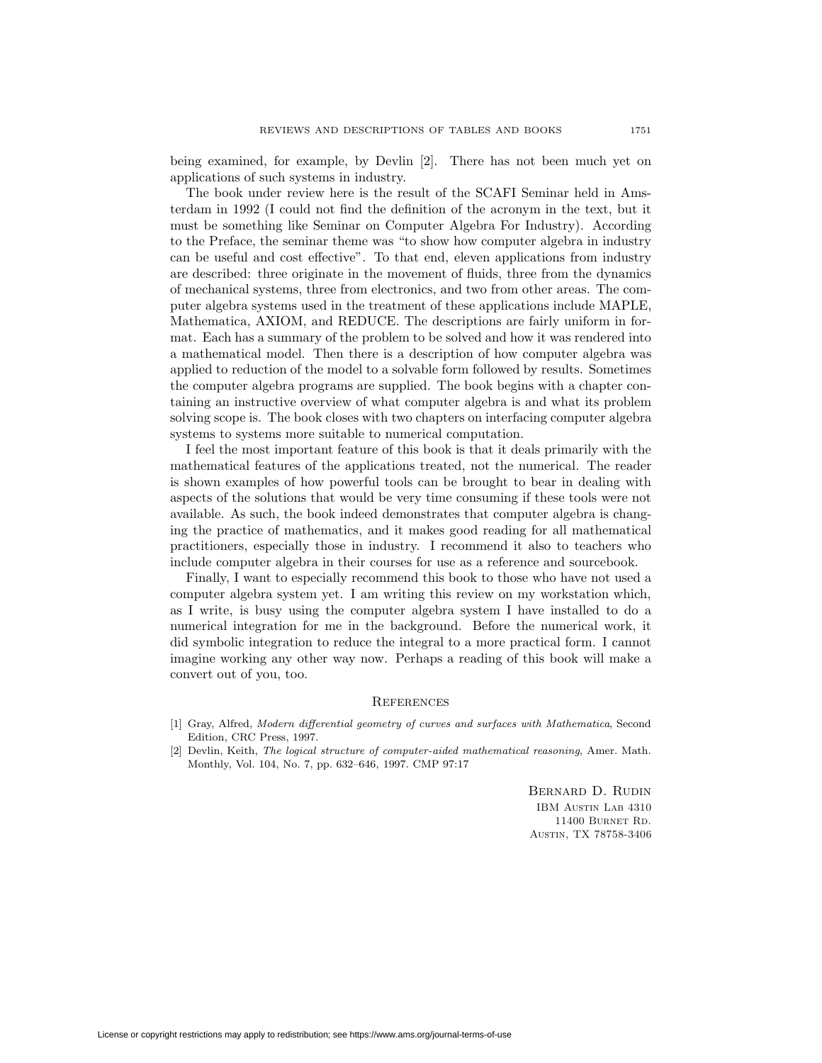being examined, for example, by Devlin [2]. There has not been much yet on applications of such systems in industry.

The book under review here is the result of the SCAFI Seminar held in Amsterdam in 1992 (I could not find the definition of the acronym in the text, but it must be something like Seminar on Computer Algebra For Industry). According to the Preface, the seminar theme was "to show how computer algebra in industry can be useful and cost effective". To that end, eleven applications from industry are described: three originate in the movement of fluids, three from the dynamics of mechanical systems, three from electronics, and two from other areas. The computer algebra systems used in the treatment of these applications include MAPLE, Mathematica, AXIOM, and REDUCE. The descriptions are fairly uniform in format. Each has a summary of the problem to be solved and how it was rendered into a mathematical model. Then there is a description of how computer algebra was applied to reduction of the model to a solvable form followed by results. Sometimes the computer algebra programs are supplied. The book begins with a chapter containing an instructive overview of what computer algebra is and what its problem solving scope is. The book closes with two chapters on interfacing computer algebra systems to systems more suitable to numerical computation.

I feel the most important feature of this book is that it deals primarily with the mathematical features of the applications treated, not the numerical. The reader is shown examples of how powerful tools can be brought to bear in dealing with aspects of the solutions that would be very time consuming if these tools were not available. As such, the book indeed demonstrates that computer algebra is changing the practice of mathematics, and it makes good reading for all mathematical practitioners, especially those in industry. I recommend it also to teachers who include computer algebra in their courses for use as a reference and sourcebook.

Finally, I want to especially recommend this book to those who have not used a computer algebra system yet. I am writing this review on my workstation which, as I write, is busy using the computer algebra system I have installed to do a numerical integration for me in the background. Before the numerical work, it did symbolic integration to reduce the integral to a more practical form. I cannot imagine working any other way now. Perhaps a reading of this book will make a convert out of you, too.

## References

[1] Gray, Alfred, *Modern differential geometry of curves and surfaces with Mathematica*, Second Edition, CRC Press, 1997.

[2] Devlin, Keith, *The logical structure of computer-aided mathematical reasoning*, Amer. Math. Monthly, Vol. 104, No. 7, pp. 632–646, 1997. CMP 97:17

Bernard D. Rudin
IBM Austin Lab 4310
11400 Burnet Rd.
Austin, TX 78758-3406